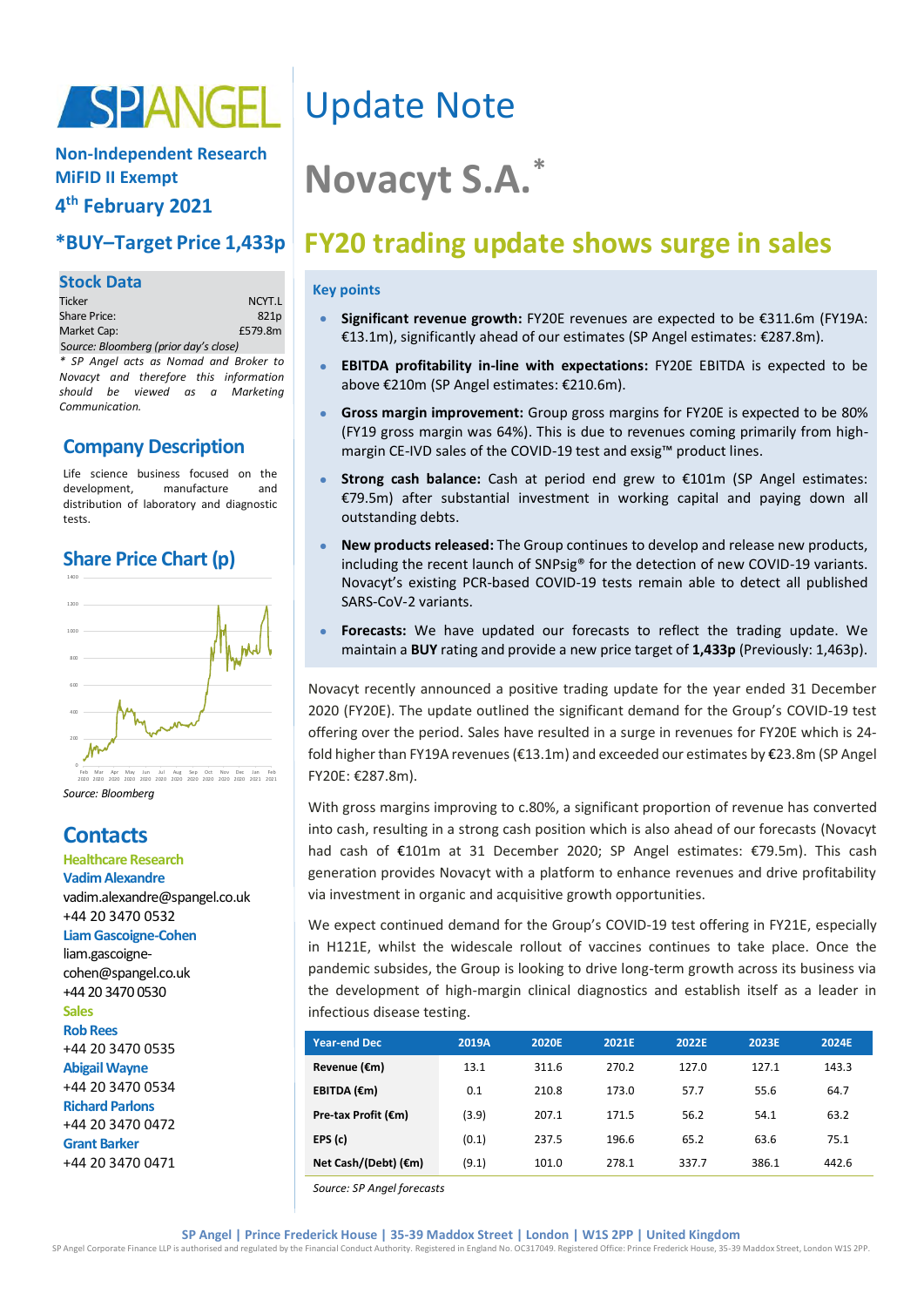# SP ANGEL

**Non-Independent Research**
**MiFID II Exempt**

**4th February 2021**

## *BUY–Target Price 1,433p

### Stock Data

| | |
|---|---|
| Ticker | NCYT.L |
| Share Price: | 821p |
| Market Cap: | £579.8m |

*Source: Bloomberg (prior day's close)*

*\* SP Angel acts as Nomad and Broker to Novacyt and therefore this information should be viewed as a Marketing Communication.*

### Company Description

Life science business focused on the development, manufacture and distribution of laboratory and diagnostic tests.

### Share Price Chart (p)

1400
1200
1000
800
600
400
200
0

Feb 2020 Mar 2020 Apr 2020 May 2020 Jun 2020 Jul 2020 Aug 2020 Sep 2020 Oct 2020 Nov 2020 Dec 2020 Jan 2021 Feb 2021

*Source: Bloomberg*

### Contacts

**Healthcare Research**

**Vadim Alexandre**
vadim.alexandre@spangel.co.uk
+44 20 3470 0532

**Liam Gascoigne-Cohen**
liam.gascoigne-cohen@spangel.co.uk
+44 20 3470 0530

**Sales**

**Rob Rees**
+44 20 3470 0535

**Abigail Wayne**
+44 20 3470 0534

**Richard Parlons**
+44 20 3470 0472

**Grant Barker**
+44 20 3470 0471

# Update Note

# Novacyt S.A.*

## FY20 trading update shows surge in sales

### Key points

- **Significant revenue growth:** FY20E revenues are expected to be €311.6m (FY19A: €13.1m), significantly ahead of our estimates (SP Angel estimates: €287.8m).
- **EBITDA profitability in-line with expectations:** FY20E EBITDA is expected to be above €210m (SP Angel estimates: €210.6m).
- **Gross margin improvement:** Group gross margins for FY20E is expected to be 80% (FY19 gross margin was 64%). This is due to revenues coming primarily from high-margin CE-IVD sales of the COVID-19 test and exsig™ product lines.
- **Strong cash balance:** Cash at period end grew to €101m (SP Angel estimates: €79.5m) after substantial investment in working capital and paying down all outstanding debts.
- **New products released:** The Group continues to develop and release new products, including the recent launch of SNPsig® for the detection of new COVID-19 variants. Novacyt's existing PCR-based COVID-19 tests remain able to detect all published SARS-CoV-2 variants.
- **Forecasts:** We have updated our forecasts to reflect the trading update. We maintain a **BUY** rating and provide a new price target of **1,433p** (Previously: 1,463p).

Novacyt recently announced a positive trading update for the year ended 31 December 2020 (FY20E). The update outlined the significant demand for the Group's COVID-19 test offering over the period. Sales have resulted in a surge in revenues for FY20E which is 24-fold higher than FY19A revenues (€13.1m) and exceeded our estimates by €23.8m (SP Angel FY20E: €287.8m).

With gross margins improving to c.80%, a significant proportion of revenue has converted into cash, resulting in a strong cash position which is also ahead of our forecasts (Novacyt had cash of €101m at 31 December 2020; SP Angel estimates: €79.5m). This cash generation provides Novacyt with a platform to enhance revenues and drive profitability via investment in organic and acquisitive growth opportunities.

We expect continued demand for the Group's COVID-19 test offering in FY21E, especially in H121E, whilst the widescale rollout of vaccines continues to take place. Once the pandemic subsides, the Group is looking to drive long-term growth across its business via the development of high-margin clinical diagnostics and establish itself as a leader in infectious disease testing.

| Year-end Dec | 2019A | 2020E | 2021E | 2022E | 2023E | 2024E |
|---|---|---|---|---|---|---|
| Revenue (€m) | 13.1 | 311.6 | 270.2 | 127.0 | 127.1 | 143.3 |
| EBITDA (€m) | 0.1 | 210.8 | 173.0 | 57.7 | 55.6 | 64.7 |
| Pre-tax Profit (€m) | (3.9) | 207.1 | 171.5 | 56.2 | 54.1 | 63.2 |
| EPS (c) | (0.1) | 237.5 | 196.6 | 65.2 | 63.6 | 75.1 |
| Net Cash/(Debt) (€m) | (9.1) | 101.0 | 278.1 | 337.7 | 386.1 | 442.6 |

*Source: SP Angel forecasts*

**SP Angel | Prince Frederick House | 35-39 Maddox Street | London | W1S 2PP | United Kingdom**

SP Angel Corporate Finance LLP is authorised and regulated by the Financial Conduct Authority. Registered in England No. OC317049. Registered Office: Prince Frederick House, 35-39 Maddox Street, London W1S 2PP.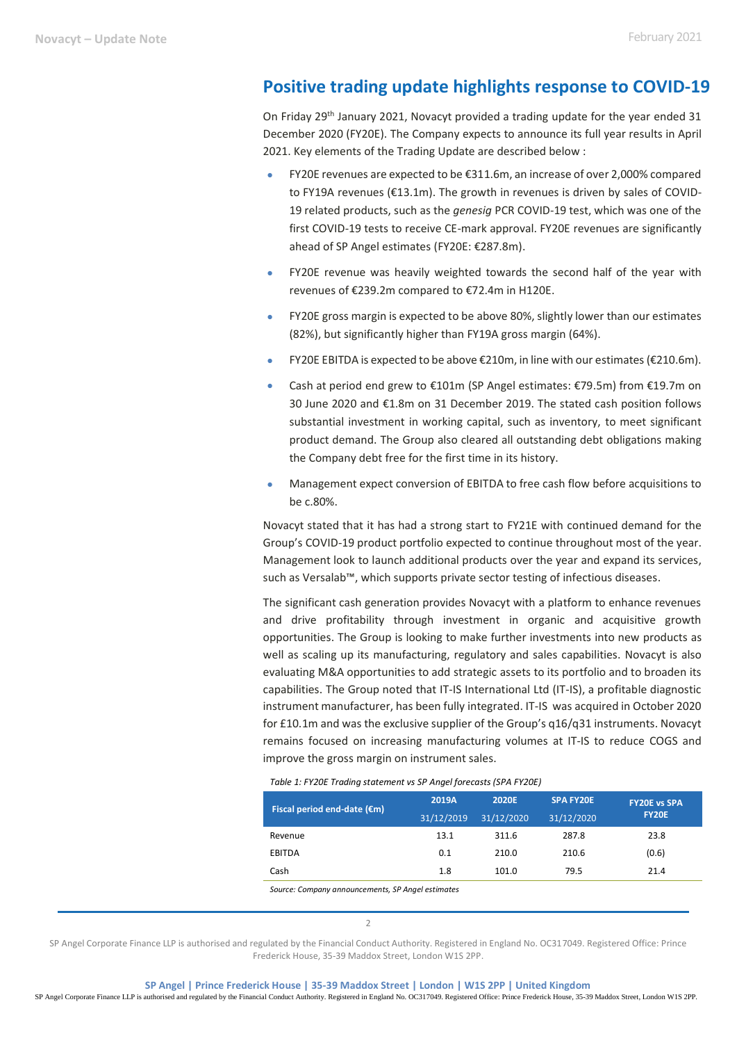## Positive trading update highlights response to COVID-19

On Friday 29th January 2021, Novacyt provided a trading update for the year ended 31 December 2020 (FY20E). The Company expects to announce its full year results in April 2021. Key elements of the Trading Update are described below :

- FY20E revenues are expected to be €311.6m, an increase of over 2,000% compared to FY19A revenues (€13.1m). The growth in revenues is driven by sales of COVID-19 related products, such as the *genesig* PCR COVID-19 test, which was one of the first COVID-19 tests to receive CE-mark approval. FY20E revenues are significantly ahead of SP Angel estimates (FY20E: €287.8m).
- FY20E revenue was heavily weighted towards the second half of the year with revenues of €239.2m compared to €72.4m in H120E.
- FY20E gross margin is expected to be above 80%, slightly lower than our estimates (82%), but significantly higher than FY19A gross margin (64%).
- FY20E EBITDA is expected to be above €210m, in line with our estimates (€210.6m).
- Cash at period end grew to €101m (SP Angel estimates: €79.5m) from €19.7m on 30 June 2020 and €1.8m on 31 December 2019. The stated cash position follows substantial investment in working capital, such as inventory, to meet significant product demand. The Group also cleared all outstanding debt obligations making the Company debt free for the first time in its history.
- Management expect conversion of EBITDA to free cash flow before acquisitions to be c.80%.

Novacyt stated that it has had a strong start to FY21E with continued demand for the Group's COVID-19 product portfolio expected to continue throughout most of the year. Management look to launch additional products over the year and expand its services, such as Versalab™, which supports private sector testing of infectious diseases.

The significant cash generation provides Novacyt with a platform to enhance revenues and drive profitability through investment in organic and acquisitive growth opportunities. The Group is looking to make further investments into new products as well as scaling up its manufacturing, regulatory and sales capabilities. Novacyt is also evaluating M&A opportunities to add strategic assets to its portfolio and to broaden its capabilities. The Group noted that IT-IS International Ltd (IT-IS), a profitable diagnostic instrument manufacturer, has been fully integrated. IT-IS was acquired in October 2020 for £10.1m and was the exclusive supplier of the Group's q16/q31 instruments. Novacyt remains focused on increasing manufacturing volumes at IT-IS to reduce COGS and improve the gross margin on instrument sales.

*Table 1: FY20E Trading statement vs SP Angel forecasts (SPA FY20E)*

| Fiscal period end-date (€m) | 2019A 31/12/2019 | 2020E 31/12/2020 | SPA FY20E 31/12/2020 | FY20E vs SPA FY20E |
|---|---|---|---|---|
| Revenue | 13.1 | 311.6 | 287.8 | 23.8 |
| EBITDA | 0.1 | 210.0 | 210.6 | (0.6) |
| Cash | 1.8 | 101.0 | 79.5 | 21.4 |

*Source: Company announcements, SP Angel estimates*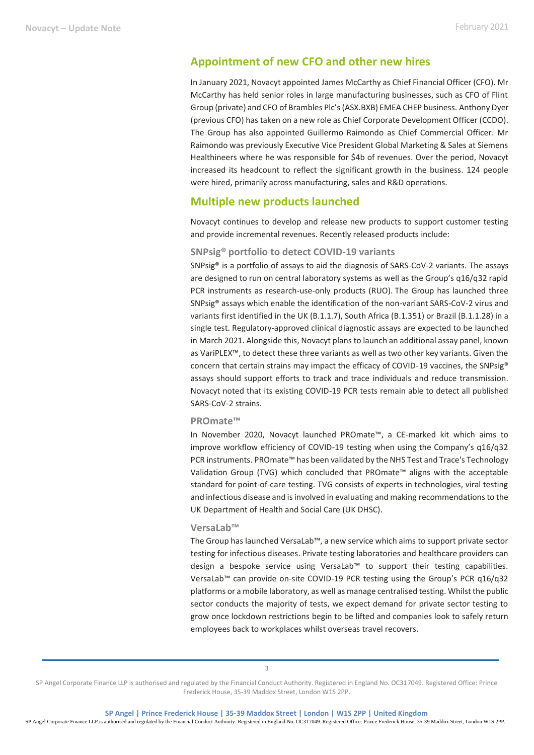## Appointment of new CFO and other new hires

In January 2021, Novacyt appointed James McCarthy as Chief Financial Officer (CFO). Mr McCarthy has held senior roles in large manufacturing businesses, such as CFO of Flint Group (private) and CFO of Brambles Plc's (ASX.BXB) EMEA CHEP business. Anthony Dyer (previous CFO) has taken on a new role as Chief Corporate Development Officer (CCDO). The Group has also appointed Guillermo Raimondo as Chief Commercial Officer. Mr Raimondo was previously Executive Vice President Global Marketing & Sales at Siemens Healthineers where he was responsible for $4b of revenues. Over the period, Novacyt increased its headcount to reflect the significant growth in the business. 124 people were hired, primarily across manufacturing, sales and R&D operations.

## Multiple new products launched

Novacyt continues to develop and release new products to support customer testing and provide incremental revenues. Recently released products include:

### SNPsig® portfolio to detect COVID-19 variants

SNPsig® is a portfolio of assays to aid the diagnosis of SARS-CoV-2 variants. The assays are designed to run on central laboratory systems as well as the Group's q16/q32 rapid PCR instruments as research-use-only products (RUO). The Group has launched three SNPsig® assays which enable the identification of the non-variant SARS-CoV-2 virus and variants first identified in the UK (B.1.1.7), South Africa (B.1.351) or Brazil (B.1.1.28) in a single test. Regulatory-approved clinical diagnostic assays are expected to be launched in March 2021. Alongside this, Novacyt plans to launch an additional assay panel, known as VariPLEX™, to detect these three variants as well as two other key variants. Given the concern that certain strains may impact the efficacy of COVID-19 vaccines, the SNPsig® assays should support efforts to track and trace individuals and reduce transmission. Novacyt noted that its existing COVID-19 PCR tests remain able to detect all published SARS-CoV-2 strains.

### PROmate™

In November 2020, Novacyt launched PROmate™, a CE-marked kit which aims to improve workflow efficiency of COVID-19 testing when using the Company's q16/q32 PCR instruments. PROmate™ has been validated by the NHS Test and Trace's Technology Validation Group (TVG) which concluded that PROmate™ aligns with the acceptable standard for point-of-care testing. TVG consists of experts in technologies, viral testing and infectious disease and is involved in evaluating and making recommendations to the UK Department of Health and Social Care (UK DHSC).

### VersaLab™

The Group has launched VersaLab™, a new service which aims to support private sector testing for infectious diseases. Private testing laboratories and healthcare providers can design a bespoke service using VersaLab™ to support their testing capabilities. VersaLab™ can provide on-site COVID-19 PCR testing using the Group's PCR q16/q32 platforms or a mobile laboratory, as well as manage centralised testing. Whilst the public sector conducts the majority of tests, we expect demand for private sector testing to grow once lockdown restrictions begin to be lifted and companies look to safely return employees back to workplaces whilst overseas travel recovers.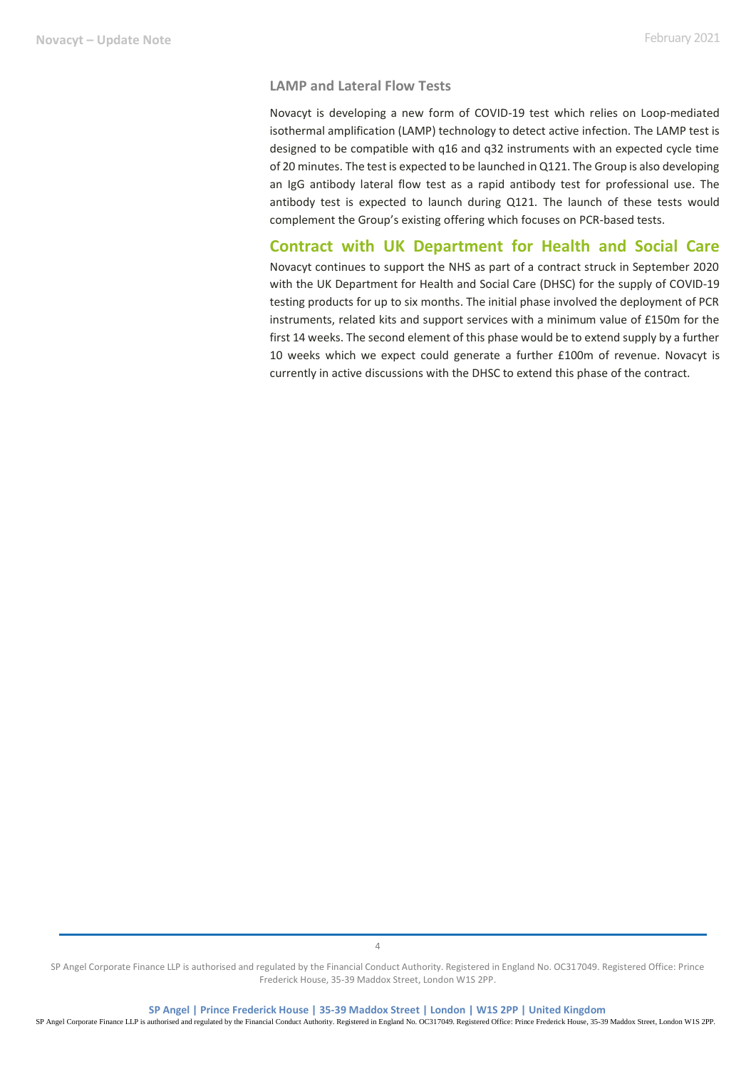### LAMP and Lateral Flow Tests

Novacyt is developing a new form of COVID-19 test which relies on Loop-mediated isothermal amplification (LAMP) technology to detect active infection. The LAMP test is designed to be compatible with q16 and q32 instruments with an expected cycle time of 20 minutes. The test is expected to be launched in Q121. The Group is also developing an IgG antibody lateral flow test as a rapid antibody test for professional use. The antibody test is expected to launch during Q121. The launch of these tests would complement the Group's existing offering which focuses on PCR-based tests.

## Contract with UK Department for Health and Social Care

Novacyt continues to support the NHS as part of a contract struck in September 2020 with the UK Department for Health and Social Care (DHSC) for the supply of COVID-19 testing products for up to six months. The initial phase involved the deployment of PCR instruments, related kits and support services with a minimum value of £150m for the first 14 weeks. The second element of this phase would be to extend supply by a further 10 weeks which we expect could generate a further £100m of revenue. Novacyt is currently in active discussions with the DHSC to extend this phase of the contract.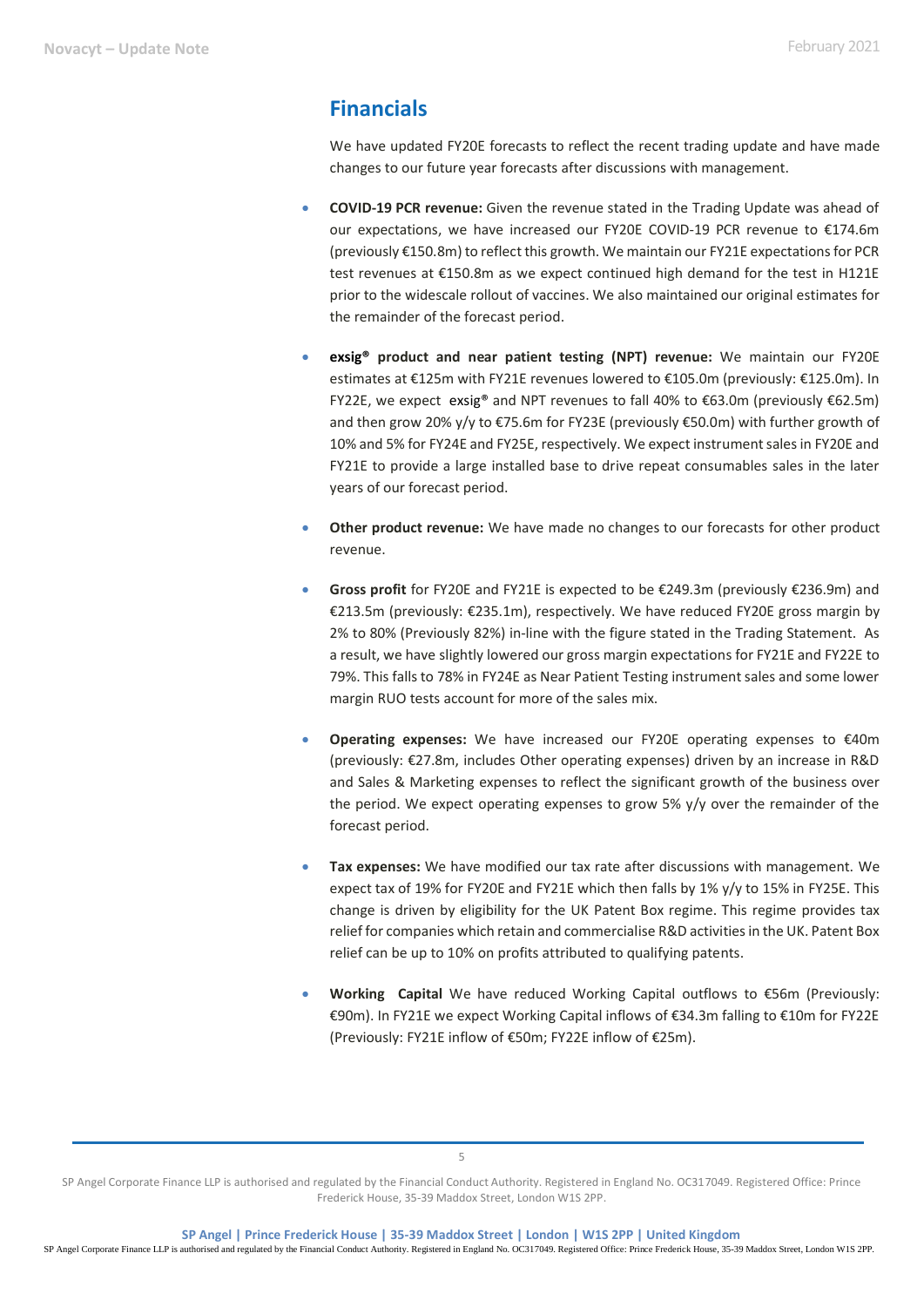## Financials

We have updated FY20E forecasts to reflect the recent trading update and have made changes to our future year forecasts after discussions with management.

- **COVID-19 PCR revenue:** Given the revenue stated in the Trading Update was ahead of our expectations, we have increased our FY20E COVID-19 PCR revenue to €174.6m (previously €150.8m) to reflect this growth. We maintain our FY21E expectations for PCR test revenues at €150.8m as we expect continued high demand for the test in H121E prior to the widescale rollout of vaccines. We also maintained our original estimates for the remainder of the forecast period.

- **exsig® product and near patient testing (NPT) revenue:** We maintain our FY20E estimates at €125m with FY21E revenues lowered to €105.0m (previously: €125.0m). In FY22E, we expect exsig® and NPT revenues to fall 40% to €63.0m (previously €62.5m) and then grow 20% y/y to €75.6m for FY23E (previously €50.0m) with further growth of 10% and 5% for FY24E and FY25E, respectively. We expect instrument sales in FY20E and FY21E to provide a large installed base to drive repeat consumables sales in the later years of our forecast period.

- **Other product revenue:** We have made no changes to our forecasts for other product revenue.

- **Gross profit** for FY20E and FY21E is expected to be €249.3m (previously €236.9m) and €213.5m (previously: €235.1m), respectively. We have reduced FY20E gross margin by 2% to 80% (Previously 82%) in-line with the figure stated in the Trading Statement. As a result, we have slightly lowered our gross margin expectations for FY21E and FY22E to 79%. This falls to 78% in FY24E as Near Patient Testing instrument sales and some lower margin RUO tests account for more of the sales mix.

- **Operating expenses:** We have increased our FY20E operating expenses to €40m (previously: €27.8m, includes Other operating expenses) driven by an increase in R&D and Sales & Marketing expenses to reflect the significant growth of the business over the period. We expect operating expenses to grow 5% y/y over the remainder of the forecast period.

- **Tax expenses:** We have modified our tax rate after discussions with management. We expect tax of 19% for FY20E and FY21E which then falls by 1% y/y to 15% in FY25E. This change is driven by eligibility for the UK Patent Box regime. This regime provides tax relief for companies which retain and commercialise R&D activities in the UK. Patent Box relief can be up to 10% on profits attributed to qualifying patents.

- **Working Capital** We have reduced Working Capital outflows to €56m (Previously: €90m). In FY21E we expect Working Capital inflows of €34.3m falling to €10m for FY22E (Previously: FY21E inflow of €50m; FY22E inflow of €25m).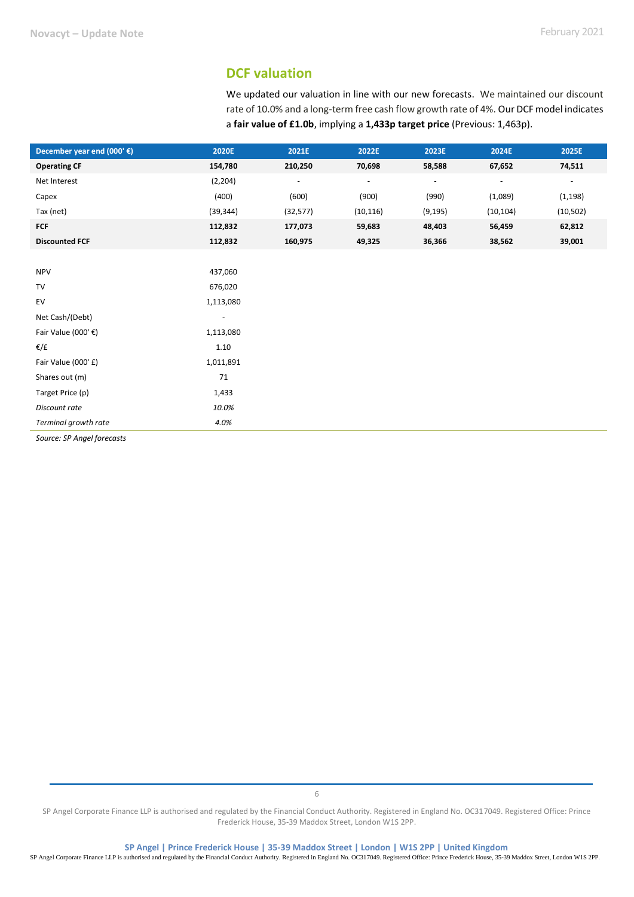## DCF valuation

We updated our valuation in line with our new forecasts. We maintained our discount rate of 10.0% and a long-term free cash flow growth rate of 4%. Our DCF model indicates a **fair value of £1.0b**, implying a **1,433p target price** (Previous: 1,463p).

| December year end (000' €) | 2020E | 2021E | 2022E | 2023E | 2024E | 2025E |
|---|---|---|---|---|---|---|
| **Operating CF** | **154,780** | **210,250** | **70,698** | **58,588** | **67,652** | **74,511** |
| Net Interest | (2,204) | - | - | - | - | - |
| Capex | (400) | (600) | (900) | (990) | (1,089) | (1,198) |
| Tax (net) | (39,344) | (32,577) | (10,116) | (9,195) | (10,104) | (10,502) |
| **FCF** | **112,832** | **177,073** | **59,683** | **48,403** | **56,459** | **62,812** |
| **Discounted FCF** | **112,832** | **160,975** | **49,325** | **36,366** | **38,562** | **39,001** |
| | | | | | | |
| NPV | 437,060 | | | | | |
| TV | 676,020 | | | | | |
| EV | 1,113,080 | | | | | |
| Net Cash/(Debt) | - | | | | | |
| Fair Value (000' €) | 1,113,080 | | | | | |
| €/£ | 1.10 | | | | | |
| Fair Value (000' £) | 1,011,891 | | | | | |
| Shares out (m) | 71 | | | | | |
| Target Price (p) | 1,433 | | | | | |
| *Discount rate* | *10.0%* | | | | | |
| *Terminal growth rate* | *4.0%* | | | | | |

*Source: SP Angel forecasts*

SP Angel Corporate Finance LLP is authorised and regulated by the Financial Conduct Authority. Registered in England No. OC317049. Registered Office: Prince Frederick House, 35-39 Maddox Street, London W1S 2PP.

**SP Angel | Prince Frederick House | 35-39 Maddox Street | London | W1S 2PP | United Kingdom**

SP Angel Corporate Finance LLP is authorised and regulated by the Financial Conduct Authority. Registered in England No. OC317049. Registered Office: Prince Frederick House, 35-39 Maddox Street, London W1S 2PP.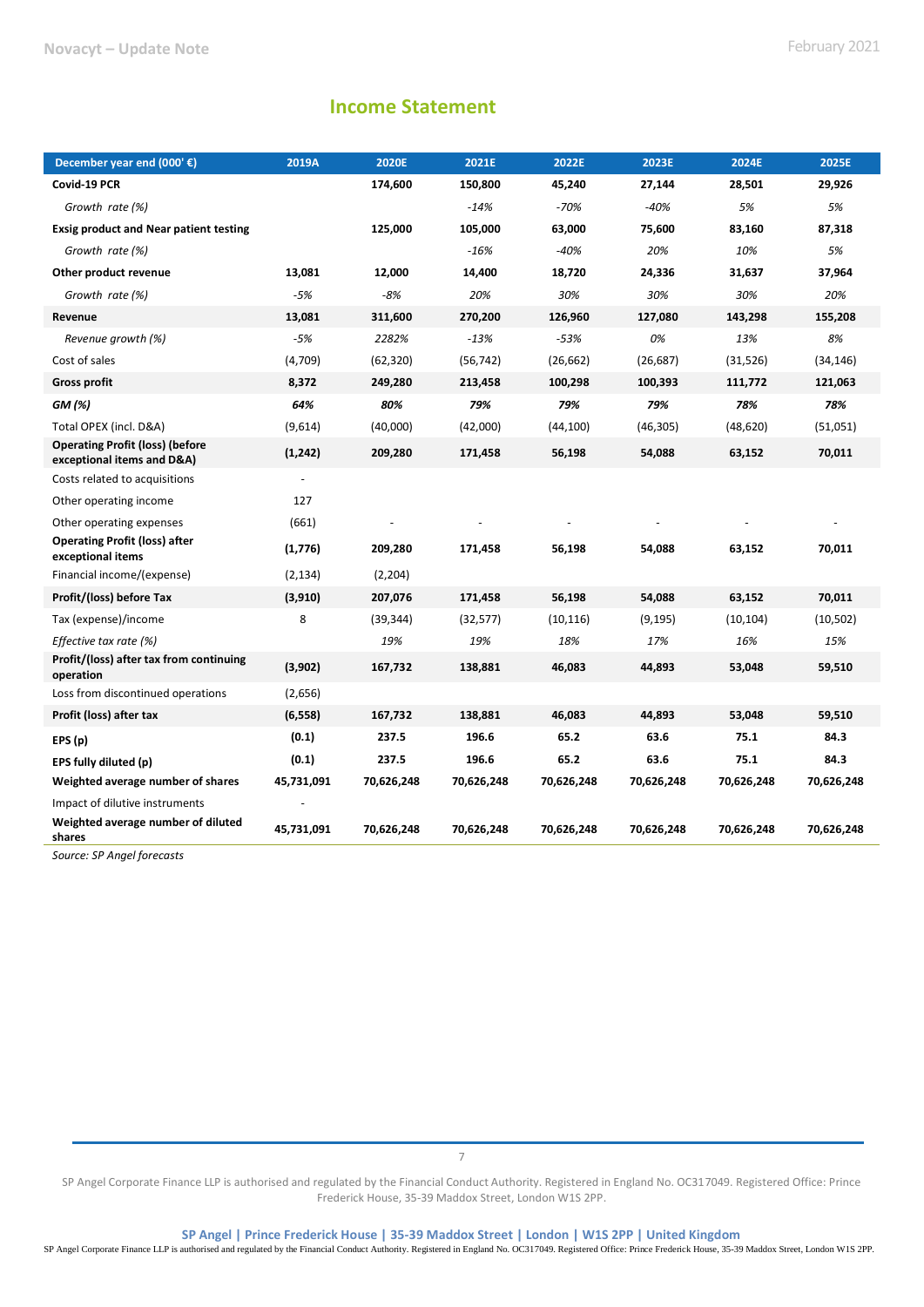## Income Statement

| December year end (000' €) | 2019A | 2020E | 2021E | 2022E | 2023E | 2024E | 2025E |
|---|---|---|---|---|---|---|---|
| **Covid-19 PCR** | | **174,600** | **150,800** | **45,240** | **27,144** | **28,501** | **29,926** |
| *Growth rate (%)* | | | *-14%* | *-70%* | *-40%* | *5%* | *5%* |
| **Exsig product and Near patient testing** | | **125,000** | **105,000** | **63,000** | **75,600** | **83,160** | **87,318** |
| *Growth rate (%)* | | | *-16%* | *-40%* | *20%* | *10%* | *5%* |
| **Other product revenue** | **13,081** | **12,000** | **14,400** | **18,720** | **24,336** | **31,637** | **37,964** |
| *Growth rate (%)* | *-5%* | *-8%* | *20%* | *30%* | *30%* | *30%* | *20%* |
| **Revenue** | **13,081** | **311,600** | **270,200** | **126,960** | **127,080** | **143,298** | **155,208** |
| *Revenue growth (%)* | *-5%* | *2282%* | *-13%* | *-53%* | *0%* | *13%* | *8%* |
| Cost of sales | (4,709) | (62,320) | (56,742) | (26,662) | (26,687) | (31,526) | (34,146) |
| **Gross profit** | **8,372** | **249,280** | **213,458** | **100,298** | **100,393** | **111,772** | **121,063** |
| ***GM (%)*** | ***64%*** | ***80%*** | ***79%*** | ***79%*** | ***79%*** | ***78%*** | ***78%*** |
| Total OPEX (incl. D&A) | (9,614) | (40,000) | (42,000) | (44,100) | (46,305) | (48,620) | (51,051) |
| **Operating Profit (loss) (before exceptional items and D&A)** | **(1,242)** | **209,280** | **171,458** | **56,198** | **54,088** | **63,152** | **70,011** |
| Costs related to acquisitions | - | | | | | | |
| Other operating income | 127 | | | | | | |
| Other operating expenses | (661) | - | - | - | - | - | - |
| **Operating Profit (loss) after exceptional items** | **(1,776)** | **209,280** | **171,458** | **56,198** | **54,088** | **63,152** | **70,011** |
| Financial income/(expense) | (2,134) | (2,204) | | | | | |
| **Profit/(loss) before Tax** | **(3,910)** | **207,076** | **171,458** | **56,198** | **54,088** | **63,152** | **70,011** |
| Tax (expense)/income | 8 | (39,344) | (32,577) | (10,116) | (9,195) | (10,104) | (10,502) |
| *Effective tax rate (%)* | | *19%* | *19%* | *18%* | *17%* | *16%* | *15%* |
| **Profit/(loss) after tax from continuing operation** | **(3,902)** | **167,732** | **138,881** | **46,083** | **44,893** | **53,048** | **59,510** |
| Loss from discontinued operations | (2,656) | | | | | | |
| **Profit (loss) after tax** | **(6,558)** | **167,732** | **138,881** | **46,083** | **44,893** | **53,048** | **59,510** |
| **EPS (p)** | **(0.1)** | **237.5** | **196.6** | **65.2** | **63.6** | **75.1** | **84.3** |
| **EPS fully diluted (p)** | **(0.1)** | **237.5** | **196.6** | **65.2** | **63.6** | **75.1** | **84.3** |
| **Weighted average number of shares** | **45,731,091** | **70,626,248** | **70,626,248** | **70,626,248** | **70,626,248** | **70,626,248** | **70,626,248** |
| Impact of dilutive instruments | - | | | | | | |
| **Weighted average number of diluted shares** | **45,731,091** | **70,626,248** | **70,626,248** | **70,626,248** | **70,626,248** | **70,626,248** | **70,626,248** |

*Source: SP Angel forecasts*

SP Angel Corporate Finance LLP is authorised and regulated by the Financial Conduct Authority. Registered in England No. OC317049. Registered Office: Prince Frederick House, 35-39 Maddox Street, London W1S 2PP.

**SP Angel | Prince Frederick House | 35-39 Maddox Street | London | W1S 2PP | United Kingdom**

SP Angel Corporate Finance LLP is authorised and regulated by the Financial Conduct Authority. Registered in England No. OC317049. Registered Office: Prince Frederick House, 35-39 Maddox Street, London W1S 2PP.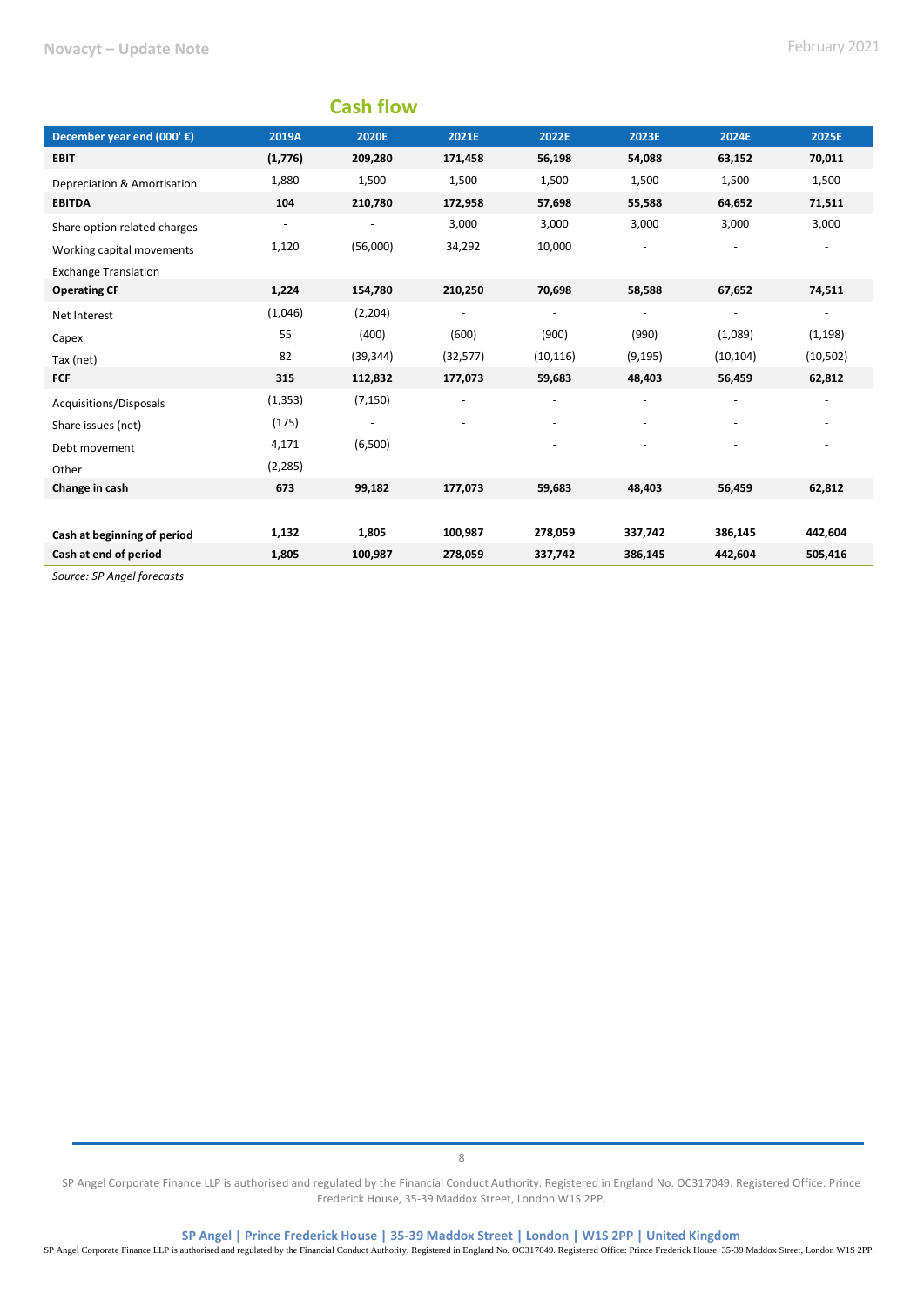## Cash flow

| December year end (000' €) | 2019A | 2020E | 2021E | 2022E | 2023E | 2024E | 2025E |
|---|---|---|---|---|---|---|---|
| **EBIT** | **(1,776)** | **209,280** | **171,458** | **56,198** | **54,088** | **63,152** | **70,011** |
| Depreciation & Amortisation | 1,880 | 1,500 | 1,500 | 1,500 | 1,500 | 1,500 | 1,500 |
| **EBITDA** | **104** | **210,780** | **172,958** | **57,698** | **55,588** | **64,652** | **71,511** |
| Share option related charges | - | - | 3,000 | 3,000 | 3,000 | 3,000 | 3,000 |
| Working capital movements | 1,120 | (56,000) | 34,292 | 10,000 | - | - | - |
| Exchange Translation | - | - | - | - | - | - | - |
| **Operating CF** | **1,224** | **154,780** | **210,250** | **70,698** | **58,588** | **67,652** | **74,511** |
| Net Interest | (1,046) | (2,204) | - | - | - | - | - |
| Capex | 55 | (400) | (600) | (900) | (990) | (1,089) | (1,198) |
| Tax (net) | 82 | (39,344) | (32,577) | (10,116) | (9,195) | (10,104) | (10,502) |
| **FCF** | **315** | **112,832** | **177,073** | **59,683** | **48,403** | **56,459** | **62,812** |
| Acquisitions/Disposals | (1,353) | (7,150) | - | - | - | - | - |
| Share issues (net) | (175) | - | - | - | - | - | - |
| Debt movement | 4,171 | (6,500) | | - | - | - | - |
| Other | (2,285) | - | - | - | - | - | - |
| **Change in cash** | **673** | **99,182** | **177,073** | **59,683** | **48,403** | **56,459** | **62,812** |
| | | | | | | | |
| **Cash at beginning of period** | **1,132** | **1,805** | **100,987** | **278,059** | **337,742** | **386,145** | **442,604** |
| **Cash at end of period** | **1,805** | **100,987** | **278,059** | **337,742** | **386,145** | **442,604** | **505,416** |

*Source: SP Angel forecasts*

SP Angel Corporate Finance LLP is authorised and regulated by the Financial Conduct Authority. Registered in England No. OC317049. Registered Office: Prince Frederick House, 35-39 Maddox Street, London W1S 2PP.

**SP Angel | Prince Frederick House | 35-39 Maddox Street | London | W1S 2PP | United Kingdom**

SP Angel Corporate Finance LLP is authorised and regulated by the Financial Conduct Authority. Registered in England No. OC317049. Registered Office: Prince Frederick House, 35-39 Maddox Street, London W1S 2PP.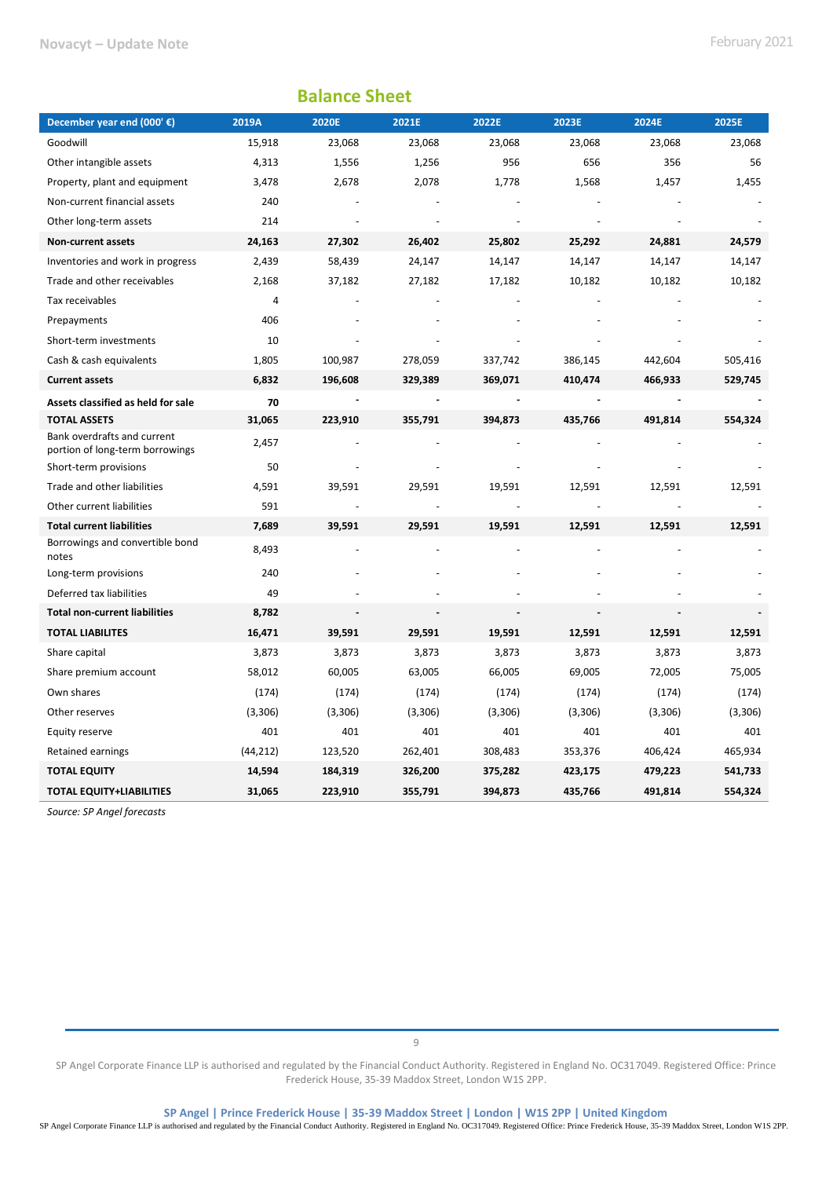## Balance Sheet

| December year end (000' €) | 2019A | 2020E | 2021E | 2022E | 2023E | 2024E | 2025E |
|---|---|---|---|---|---|---|---|
| Goodwill | 15,918 | 23,068 | 23,068 | 23,068 | 23,068 | 23,068 | 23,068 |
| Other intangible assets | 4,313 | 1,556 | 1,256 | 956 | 656 | 356 | 56 |
| Property, plant and equipment | 3,478 | 2,678 | 2,078 | 1,778 | 1,568 | 1,457 | 1,455 |
| Non-current financial assets | 240 | - | - | - | - | - | - |
| Other long-term assets | 214 | - | - | - | - | - | - |
| **Non-current assets** | **24,163** | **27,302** | **26,402** | **25,802** | **25,292** | **24,881** | **24,579** |
| Inventories and work in progress | 2,439 | 58,439 | 24,147 | 14,147 | 14,147 | 14,147 | 14,147 |
| Trade and other receivables | 2,168 | 37,182 | 27,182 | 17,182 | 10,182 | 10,182 | 10,182 |
| Tax receivables | 4 | - | - | - | - | - | - |
| Prepayments | 406 | - | - | - | - | - | - |
| Short-term investments | 10 | - | - | - | - | - | - |
| Cash & cash equivalents | 1,805 | 100,987 | 278,059 | 337,742 | 386,145 | 442,604 | 505,416 |
| **Current assets** | **6,832** | **196,608** | **329,389** | **369,071** | **410,474** | **466,933** | **529,745** |
| **Assets classified as held for sale** | **70** | **-** | **-** | **-** | **-** | **-** | **-** |
| **TOTAL ASSETS** | **31,065** | **223,910** | **355,791** | **394,873** | **435,766** | **491,814** | **554,324** |
| Bank overdrafts and current portion of long-term borrowings | 2,457 | - | - | - | - | - | - |
| Short-term provisions | 50 | - | - | - | - | - | - |
| Trade and other liabilities | 4,591 | 39,591 | 29,591 | 19,591 | 12,591 | 12,591 | 12,591 |
| Other current liabilities | 591 | - | - | - | - | - | - |
| **Total current liabilities** | **7,689** | **39,591** | **29,591** | **19,591** | **12,591** | **12,591** | **12,591** |
| Borrowings and convertible bond notes | 8,493 | - | - | - | - | - | - |
| Long-term provisions | 240 | - | - | - | - | - | - |
| Deferred tax liabilities | 49 | - | - | - | - | - | - |
| **Total non-current liabilities** | **8,782** | **-** | **-** | **-** | **-** | **-** | **-** |
| **TOTAL LIABILITES** | **16,471** | **39,591** | **29,591** | **19,591** | **12,591** | **12,591** | **12,591** |
| Share capital | 3,873 | 3,873 | 3,873 | 3,873 | 3,873 | 3,873 | 3,873 |
| Share premium account | 58,012 | 60,005 | 63,005 | 66,005 | 69,005 | 72,005 | 75,005 |
| Own shares | (174) | (174) | (174) | (174) | (174) | (174) | (174) |
| Other reserves | (3,306) | (3,306) | (3,306) | (3,306) | (3,306) | (3,306) | (3,306) |
| Equity reserve | 401 | 401 | 401 | 401 | 401 | 401 | 401 |
| Retained earnings | (44,212) | 123,520 | 262,401 | 308,483 | 353,376 | 406,424 | 465,934 |
| **TOTAL EQUITY** | **14,594** | **184,319** | **326,200** | **375,282** | **423,175** | **479,223** | **541,733** |
| **TOTAL EQUITY+LIABILITIES** | **31,065** | **223,910** | **355,791** | **394,873** | **435,766** | **491,814** | **554,324** |

*Source: SP Angel forecasts*

SP Angel Corporate Finance LLP is authorised and regulated by the Financial Conduct Authority. Registered in England No. OC317049. Registered Office: Prince Frederick House, 35-39 Maddox Street, London W1S 2PP.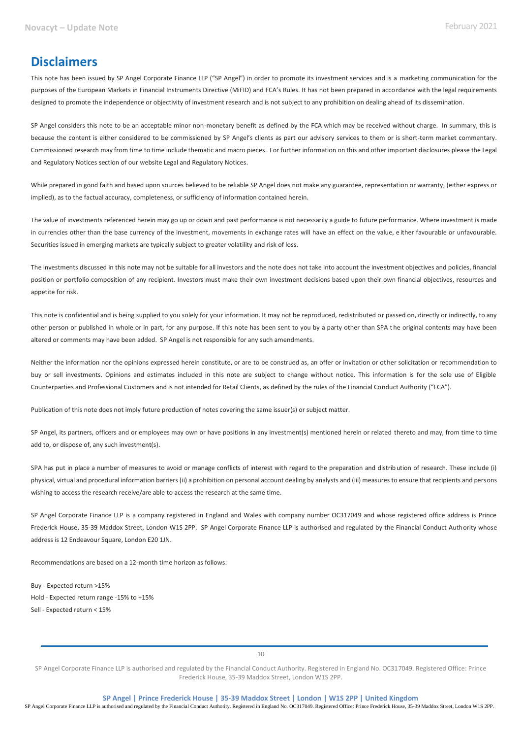# Disclaimers

This note has been issued by SP Angel Corporate Finance LLP ("SP Angel") in order to promote its investment services and is a marketing communication for the purposes of the European Markets in Financial Instruments Directive (MiFID) and FCA's Rules. It has not been prepared in accordance with the legal requirements designed to promote the independence or objectivity of investment research and is not subject to any prohibition on dealing ahead of its dissemination.

SP Angel considers this note to be an acceptable minor non-monetary benefit as defined by the FCA which may be received without charge. In summary, this is because the content is either considered to be commissioned by SP Angel's clients as part our advisory services to them or is short-term market commentary. Commissioned research may from time to time include thematic and macro pieces. For further information on this and other important disclosures please the Legal and Regulatory Notices section of our website Legal and Regulatory Notices.

While prepared in good faith and based upon sources believed to be reliable SP Angel does not make any guarantee, representation or warranty, (either express or implied), as to the factual accuracy, completeness, or sufficiency of information contained herein.

The value of investments referenced herein may go up or down and past performance is not necessarily a guide to future performance. Where investment is made in currencies other than the base currency of the investment, movements in exchange rates will have an effect on the value, either favourable or unfavourable. Securities issued in emerging markets are typically subject to greater volatility and risk of loss.

The investments discussed in this note may not be suitable for all investors and the note does not take into account the investment objectives and policies, financial position or portfolio composition of any recipient. Investors must make their own investment decisions based upon their own financial objectives, resources and appetite for risk.

This note is confidential and is being supplied to you solely for your information. It may not be reproduced, redistributed or passed on, directly or indirectly, to any other person or published in whole or in part, for any purpose. If this note has been sent to you by a party other than SPA the original contents may have been altered or comments may have been added. SP Angel is not responsible for any such amendments.

Neither the information nor the opinions expressed herein constitute, or are to be construed as, an offer or invitation or other solicitation or recommendation to buy or sell investments. Opinions and estimates included in this note are subject to change without notice. This information is for the sole use of Eligible Counterparties and Professional Customers and is not intended for Retail Clients, as defined by the rules of the Financial Conduct Authority ("FCA").

Publication of this note does not imply future production of notes covering the same issuer(s) or subject matter.

SP Angel, its partners, officers and or employees may own or have positions in any investment(s) mentioned herein or related thereto and may, from time to time add to, or dispose of, any such investment(s).

SPA has put in place a number of measures to avoid or manage conflicts of interest with regard to the preparation and distribution of research. These include (i) physical, virtual and procedural information barriers (ii) a prohibition on personal account dealing by analysts and (iii) measures to ensure that recipients and persons wishing to access the research receive/are able to access the research at the same time.

SP Angel Corporate Finance LLP is a company registered in England and Wales with company number OC317049 and whose registered office address is Prince Frederick House, 35-39 Maddox Street, London W1S 2PP. SP Angel Corporate Finance LLP is authorised and regulated by the Financial Conduct Authority whose address is 12 Endeavour Square, London E20 1JN.

Recommendations are based on a 12-month time horizon as follows:

Buy - Expected return >15%
Hold - Expected return range -15% to +15%
Sell - Expected return < 15%